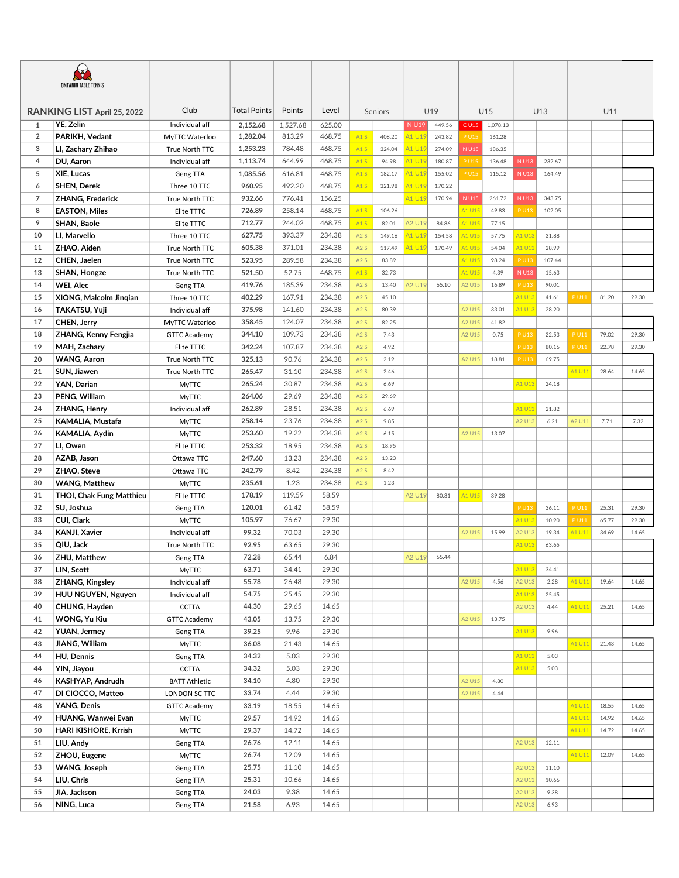ONTARIO TABLE TENNIS

## RANKING LIST April 25, 2022

| # | Name | Club | Total Points | Points | Level | Seniors | | U19 | | U15 | | U13 | | U11 | |
|---|---|---|---|---|---|---|---|---|---|---|---|---|---|---|---|
| 1 | YE, Zelin | Individual aff | 2,152.68 | 1,527.68 | 625.00 | | | N U19 | 449.56 | C U15 | 1,078.13 | | | | |
| 2 | PARIKH, Vedant | MyTTC Waterloo | 1,282.04 | 813.29 | 468.75 | A1 S | 408.20 | A1 U19 | 243.82 | P U15 | 161.28 | | | | |
| 3 | LI, Zachary Zhihao | True North TTC | 1,253.23 | 784.48 | 468.75 | A1 S | 324.04 | A1 U19 | 274.09 | N U15 | 186.35 | | | | |
| 4 | DU, Aaron | Individual aff | 1,113.74 | 644.99 | 468.75 | A1 S | 94.98 | A1 U19 | 180.87 | P U15 | 136.48 | N U13 | 232.67 | | |
| 5 | XIE, Lucas | Geng TTA | 1,085.56 | 616.81 | 468.75 | A1 S | 182.17 | A1 U19 | 155.02 | P U15 | 115.12 | N U13 | 164.49 | | |
| 6 | SHEN, Derek | Three 10 TTC | 960.95 | 492.20 | 468.75 | A1 S | 321.98 | A1 U19 | 170.22 | | | | | | |
| 7 | ZHANG, Frederick | True North TTC | 932.66 | 776.41 | 156.25 | | | A1 U19 | 170.94 | N U15 | 261.72 | N U13 | 343.75 | | |
| 8 | EASTON, Miles | Elite TTTC | 726.89 | 258.14 | 468.75 | A1 S | 106.26 | | | A1 U15 | 49.83 | P U13 | 102.05 | | |
| 9 | SHAN, Baole | Elite TTTC | 712.77 | 244.02 | 468.75 | A1 S | 82.01 | A2 U19 | 84.86 | A1 U15 | 77.15 | | | | |
| 10 | LI, Marvello | Three 10 TTC | 627.75 | 393.37 | 234.38 | A2 S | 149.16 | A1 U19 | 154.58 | A1 U15 | 57.75 | A1 U13 | 31.88 | | |
| 11 | ZHAO, Aiden | True North TTC | 605.38 | 371.01 | 234.38 | A2 S | 117.49 | A1 U19 | 170.49 | A1 U15 | 54.04 | A1 U13 | 28.99 | | |
| 12 | CHEN, Jaelen | True North TTC | 523.95 | 289.58 | 234.38 | A2 S | 83.89 | | | A1 U15 | 98.24 | P U13 | 107.44 | | |
| 13 | SHAN, Hongze | True North TTC | 521.50 | 52.75 | 468.75 | A1 S | 32.73 | | | A1 U15 | 4.39 | N U13 | 15.63 | | |
| 14 | WEI, Alec | Geng TTA | 419.76 | 185.39 | 234.38 | A2 S | 13.40 | A2 U19 | 65.10 | A2 U15 | 16.89 | P U13 | 90.01 | | |
| 15 | XIONG, Malcolm Jinqian | Three 10 TTC | 402.29 | 167.91 | 234.38 | A2 S | 45.10 | | | | | A1 U13 | 41.61 | P U11 | 81.20 | 29.30 |
| 16 | TAKATSU, Yuji | Individual aff | 375.98 | 141.60 | 234.38 | A2 S | 80.39 | | | A2 U15 | 33.01 | A1 U13 | 28.20 | | |
| 17 | CHEN, Jerry | MyTTC Waterloo | 358.45 | 124.07 | 234.38 | A2 S | 82.25 | | | A2 U15 | 41.82 | | | | |
| 18 | ZHANG, Kenny Fengjia | GTTC Academy | 344.10 | 109.73 | 234.38 | A2 S | 7.43 | | | A2 U15 | 0.75 | P U13 | 22.53 | P U11 | 79.02 | 29.30 |
| 19 | MAH, Zachary | Elite TTTC | 342.24 | 107.87 | 234.38 | A2 S | 4.92 | | | | | P U13 | 80.16 | P U11 | 22.78 | 29.30 |
| 20 | WANG, Aaron | True North TTC | 325.13 | 90.76 | 234.38 | A2 S | 2.19 | | | A2 U15 | 18.81 | P U13 | 69.75 | | |
| 21 | SUN, Jiawen | True North TTC | 265.47 | 31.10 | 234.38 | A2 S | 2.46 | | | | | | | A1 U11 | 28.64 | 14.65 |
| 22 | YAN, Darian | MyTTC | 265.24 | 30.87 | 234.38 | A2 S | 6.69 | | | | | A1 U13 | 24.18 | | |
| 23 | PENG, William | MyTTC | 264.06 | 29.69 | 234.38 | A2 S | 29.69 | | | | | | | | |
| 24 | ZHANG, Henry | Individual aff | 262.89 | 28.51 | 234.38 | A2 S | 6.69 | | | | | A1 U13 | 21.82 | | |
| 25 | KAMALIA, Mustafa | MyTTC | 258.14 | 23.76 | 234.38 | A2 S | 9.85 | | | | | A2 U13 | 6.21 | A2 U11 | 7.71 | 7.32 |
| 26 | KAMALIA, Aydin | MyTTC | 253.60 | 19.22 | 234.38 | A2 S | 6.15 | | | A2 U15 | 13.07 | | | | |
| 27 | LI, Owen | Elite TTTC | 253.32 | 18.95 | 234.38 | A2 S | 18.95 | | | | | | | | |
| 28 | AZAB, Jason | Ottawa TTC | 247.60 | 13.23 | 234.38 | A2 S | 13.23 | | | | | | | | |
| 29 | ZHAO, Steve | Ottawa TTC | 242.79 | 8.42 | 234.38 | A2 S | 8.42 | | | | | | | | |
| 30 | WANG, Matthew | MyTTC | 235.61 | 1.23 | 234.38 | A2 S | 1.23 | | | | | | | | |
| 31 | THOI, Chak Fung Matthieu | Elite TTTC | 178.19 | 119.59 | 58.59 | | | A2 U19 | 80.31 | A1 U15 | 39.28 | | | | |
| 32 | SU, Joshua | Geng TTA | 120.01 | 61.42 | 58.59 | | | | | | | P U13 | 36.11 | P U11 | 25.31 | 29.30 |
| 33 | CUI, Clark | MyTTC | 105.97 | 76.67 | 29.30 | | | | | | | A1 U13 | 10.90 | P U11 | 65.77 | 29.30 |
| 34 | KANJI, Xavier | Individual aff | 99.32 | 70.03 | 29.30 | | | | | A2 U15 | 15.99 | A2 U13 | 19.34 | A1 U11 | 34.69 | 14.65 |
| 35 | QIU, Jack | True North TTC | 92.95 | 63.65 | 29.30 | | | | | | | A1 U13 | 63.65 | | |
| 36 | ZHU, Matthew | Geng TTA | 72.28 | 65.44 | 6.84 | | | A2 U19 | 65.44 | | | | | | |
| 37 | LIN, Scott | MyTTC | 63.71 | 34.41 | 29.30 | | | | | | | A1 U13 | 34.41 | | |
| 38 | ZHANG, Kingsley | Individual aff | 55.78 | 26.48 | 29.30 | | | | | A2 U15 | 4.56 | A2 U13 | 2.28 | A1 U11 | 19.64 | 14.65 |
| 39 | HUU NGUYEN, Nguyen | Individual aff | 54.75 | 25.45 | 29.30 | | | | | | | A1 U13 | 25.45 | | |
| 40 | CHUNG, Hayden | CCTTA | 44.30 | 29.65 | 14.65 | | | | | | | A2 U13 | 4.44 | A1 U11 | 25.21 | 14.65 |
| 41 | WONG, Yu Kiu | GTTC Academy | 43.05 | 13.75 | 29.30 | | | | | A2 U15 | 13.75 | | | | |
| 42 | YUAN, Jermey | Geng TTA | 39.25 | 9.96 | 29.30 | | | | | | | A1 U13 | 9.96 | | |
| 43 | JIANG, William | MyTTC | 36.08 | 21.43 | 14.65 | | | | | | | | | A1 U11 | 21.43 | 14.65 |
| 44 | HU, Dennis | Geng TTA | 34.32 | 5.03 | 29.30 | | | | | | | A1 U13 | 5.03 | | |
| 44 | YIN, Jiayou | CCTTA | 34.32 | 5.03 | 29.30 | | | | | | | A1 U13 | 5.03 | | |
| 46 | KASHYAP, Andrudh | BATT Athletic | 34.10 | 4.80 | 29.30 | | | | | A2 U15 | 4.80 | | | | |
| 47 | DI CIOCCO, Matteo | LONDON SC TTC | 33.74 | 4.44 | 29.30 | | | | | A2 U15 | 4.44 | | | | |
| 48 | YANG, Denis | GTTC Academy | 33.19 | 18.55 | 14.65 | | | | | | | | | A1 U11 | 18.55 | 14.65 |
| 49 | HUANG, Wanwei Evan | MyTTC | 29.57 | 14.92 | 14.65 | | | | | | | | | A1 U11 | 14.92 | 14.65 |
| 50 | HARI KISHORE, Krrish | MyTTC | 29.37 | 14.72 | 14.65 | | | | | | | | | A1 U11 | 14.72 | 14.65 |
| 51 | LIU, Andy | Geng TTA | 26.76 | 12.11 | 14.65 | | | | | | | A2 U13 | 12.11 | | |
| 52 | ZHOU, Eugene | MyTTC | 26.74 | 12.09 | 14.65 | | | | | | | | | A1 U11 | 12.09 | 14.65 |
| 53 | WANG, Joseph | Geng TTA | 25.75 | 11.10 | 14.65 | | | | | | | A2 U13 | 11.10 | | |
| 54 | LIU, Chris | Geng TTA | 25.31 | 10.66 | 14.65 | | | | | | | A2 U13 | 10.66 | | |
| 55 | JIA, Jackson | Geng TTA | 24.03 | 9.38 | 14.65 | | | | | | | A2 U13 | 9.38 | | |
| 56 | NING, Luca | Geng TTA | 21.58 | 6.93 | 14.65 | | | | | | | A2 U13 | 6.93 | | |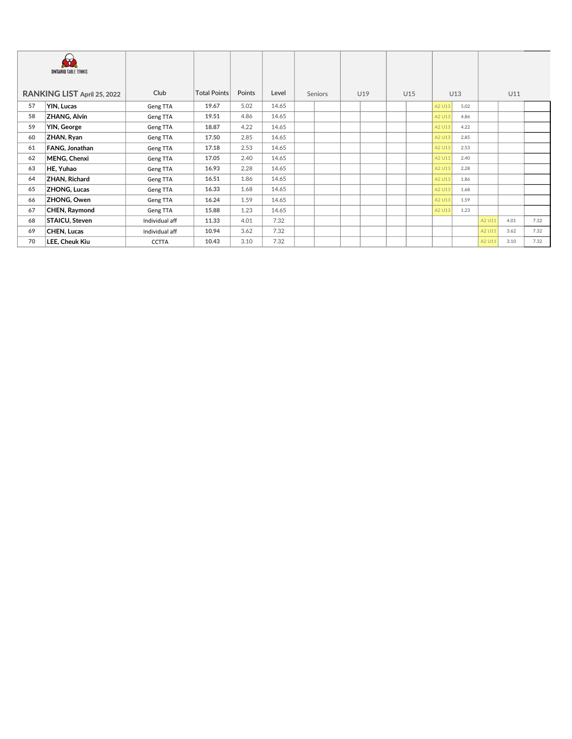| | RANKING LIST April 25, 2022 | Club | Total Points | Points | Level | Seniors | | U19 | | U15 | | U13 | | U11 | | |
|---|---|---|---|---|---|---|---|---|---|---|---|---|---|---|---|---|
| 57 | YIN, Lucas | Geng TTA | 19.67 | 5.02 | 14.65 | | | | | | | A2 U13 | 5.02 | | | |
| 58 | ZHANG, Alvin | Geng TTA | 19.51 | 4.86 | 14.65 | | | | | | | A2 U13 | 4.86 | | | |
| 59 | YIN, George | Geng TTA | 18.87 | 4.22 | 14.65 | | | | | | | A2 U13 | 4.22 | | | |
| 60 | ZHAN, Ryan | Geng TTA | 17.50 | 2.85 | 14.65 | | | | | | | A2 U13 | 2.85 | | | |
| 61 | FANG, Jonathan | Geng TTA | 17.18 | 2.53 | 14.65 | | | | | | | A2 U13 | 2.53 | | | |
| 62 | MENG, Chenxi | Geng TTA | 17.05 | 2.40 | 14.65 | | | | | | | A2 U13 | 2.40 | | | |
| 63 | HE, Yuhao | Geng TTA | 16.93 | 2.28 | 14.65 | | | | | | | A2 U13 | 2.28 | | | |
| 64 | ZHAN, Richard | Geng TTA | 16.51 | 1.86 | 14.65 | | | | | | | A2 U13 | 1.86 | | | |
| 65 | ZHONG, Lucas | Geng TTA | 16.33 | 1.68 | 14.65 | | | | | | | A2 U13 | 1.68 | | | |
| 66 | ZHONG, Owen | Geng TTA | 16.24 | 1.59 | 14.65 | | | | | | | A2 U13 | 1.59 | | | |
| 67 | CHEN, Raymond | Geng TTA | 15.88 | 1.23 | 14.65 | | | | | | | A2 U13 | 1.23 | | | |
| 68 | STAICU, Steven | Individual aff | 11.33 | 4.01 | 7.32 | | | | | | | | | A2 U11 | 4.01 | 7.32 |
| 69 | CHEN, Lucas | Individual aff | 10.94 | 3.62 | 7.32 | | | | | | | | | A2 U11 | 3.62 | 7.32 |
| 70 | LEE, Cheuk Kiu | CCTTA | 10.43 | 3.10 | 7.32 | | | | | | | | | A2 U11 | 3.10 | 7.32 |